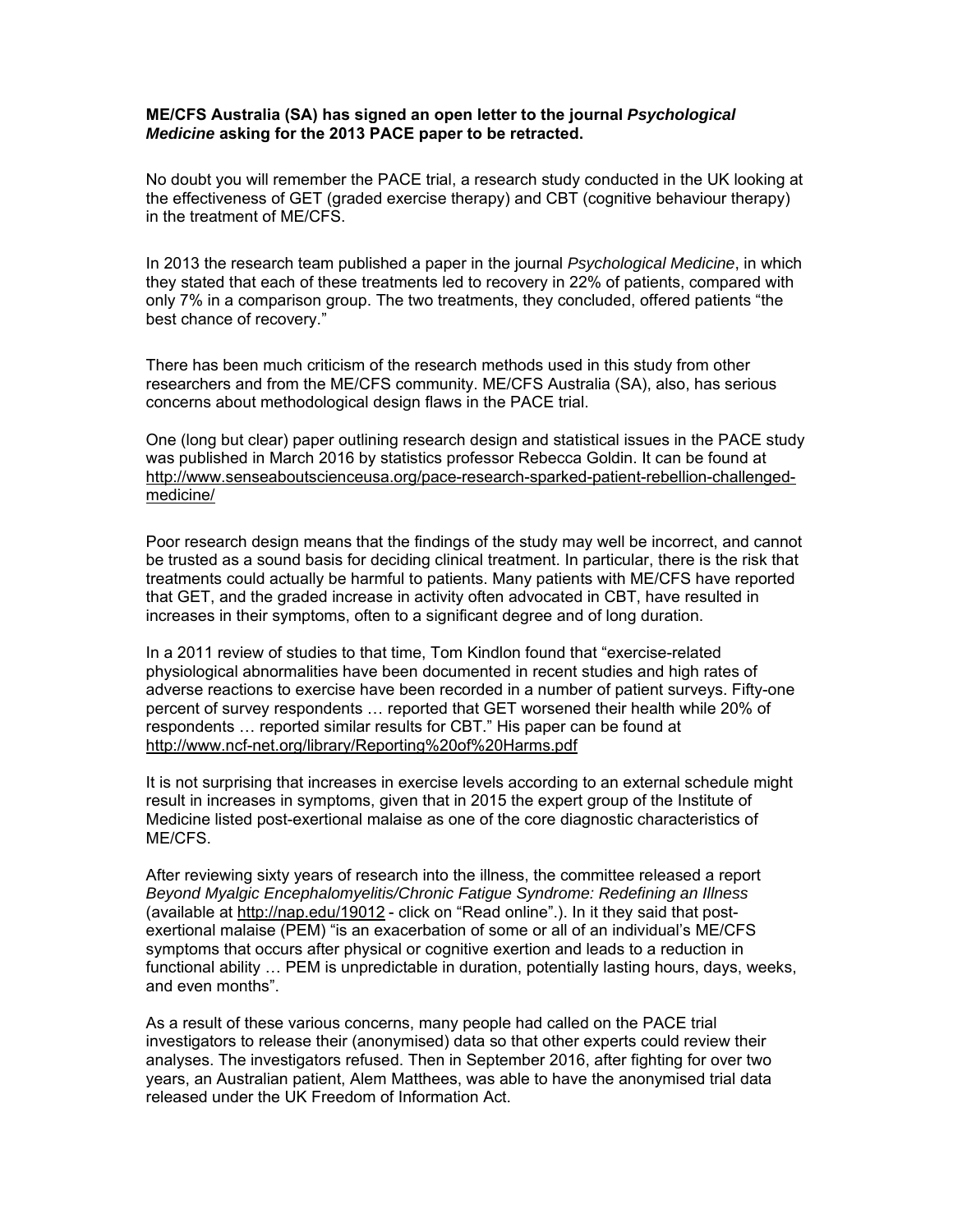**ME/CFS Australia (SA) has signed an open letter to the journal *Psychological Medicine* asking for the 2013 PACE paper to be retracted.**

No doubt you will remember the PACE trial, a research study conducted in the UK looking at the effectiveness of GET (graded exercise therapy) and CBT (cognitive behaviour therapy) in the treatment of ME/CFS.

In 2013 the research team published a paper in the journal *Psychological Medicine*, in which they stated that each of these treatments led to recovery in 22% of patients, compared with only 7% in a comparison group. The two treatments, they concluded, offered patients "the best chance of recovery."

There has been much criticism of the research methods used in this study from other researchers and from the ME/CFS community. ME/CFS Australia (SA), also, has serious concerns about methodological design flaws in the PACE trial.

One (long but clear) paper outlining research design and statistical issues in the PACE study was published in March 2016 by statistics professor Rebecca Goldin. It can be found at http://www.senseaboutscienceusa.org/pace-research-sparked-patient-rebellion-challenged-medicine/

Poor research design means that the findings of the study may well be incorrect, and cannot be trusted as a sound basis for deciding clinical treatment. In particular, there is the risk that treatments could actually be harmful to patients. Many patients with ME/CFS have reported that GET, and the graded increase in activity often advocated in CBT, have resulted in increases in their symptoms, often to a significant degree and of long duration.

In a 2011 review of studies to that time, Tom Kindlon found that "exercise-related physiological abnormalities have been documented in recent studies and high rates of adverse reactions to exercise have been recorded in a number of patient surveys. Fifty-one percent of survey respondents … reported that GET worsened their health while 20% of respondents … reported similar results for CBT." His paper can be found at http://www.ncf-net.org/library/Reporting%20of%20Harms.pdf

It is not surprising that increases in exercise levels according to an external schedule might result in increases in symptoms, given that in 2015 the expert group of the Institute of Medicine listed post-exertional malaise as one of the core diagnostic characteristics of ME/CFS.

After reviewing sixty years of research into the illness, the committee released a report *Beyond Myalgic Encephalomyelitis/Chronic Fatigue Syndrome: Redefining an Illness* (available at http://nap.edu/19012 - click on "Read online".). In it they said that post-exertional malaise (PEM) "is an exacerbation of some or all of an individual's ME/CFS symptoms that occurs after physical or cognitive exertion and leads to a reduction in functional ability … PEM is unpredictable in duration, potentially lasting hours, days, weeks, and even months".

As a result of these various concerns, many people had called on the PACE trial investigators to release their (anonymised) data so that other experts could review their analyses. The investigators refused. Then in September 2016, after fighting for over two years, an Australian patient, Alem Matthees, was able to have the anonymised trial data released under the UK Freedom of Information Act.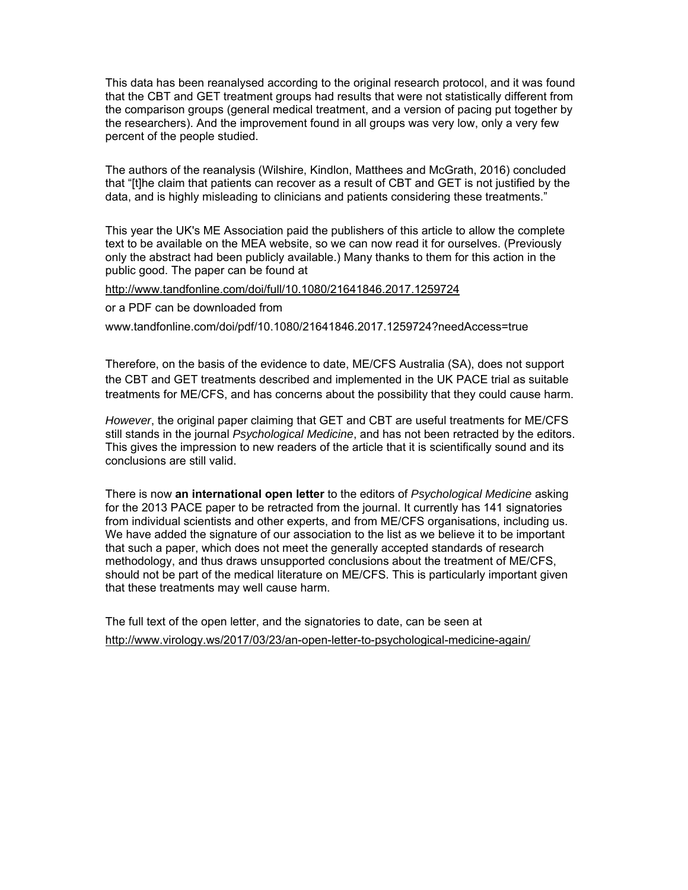This data has been reanalysed according to the original research protocol, and it was found that the CBT and GET treatment groups had results that were not statistically different from the comparison groups (general medical treatment, and a version of pacing put together by the researchers). And the improvement found in all groups was very low, only a very few percent of the people studied.

The authors of the reanalysis (Wilshire, Kindlon, Matthees and McGrath, 2016) concluded that "[t]he claim that patients can recover as a result of CBT and GET is not justified by the data, and is highly misleading to clinicians and patients considering these treatments."

This year the UK's ME Association paid the publishers of this article to allow the complete text to be available on the MEA website, so we can now read it for ourselves. (Previously only the abstract had been publicly available.) Many thanks to them for this action in the public good. The paper can be found at

http://www.tandfonline.com/doi/full/10.1080/21641846.2017.1259724

or a PDF can be downloaded from

www.tandfonline.com/doi/pdf/10.1080/21641846.2017.1259724?needAccess=true

Therefore, on the basis of the evidence to date, ME/CFS Australia (SA), does not support the CBT and GET treatments described and implemented in the UK PACE trial as suitable treatments for ME/CFS, and has concerns about the possibility that they could cause harm.

*However*, the original paper claiming that GET and CBT are useful treatments for ME/CFS still stands in the journal *Psychological Medicine*, and has not been retracted by the editors. This gives the impression to new readers of the article that it is scientifically sound and its conclusions are still valid.

There is now **an international open letter** to the editors of *Psychological Medicine* asking for the 2013 PACE paper to be retracted from the journal. It currently has 141 signatories from individual scientists and other experts, and from ME/CFS organisations, including us. We have added the signature of our association to the list as we believe it to be important that such a paper, which does not meet the generally accepted standards of research methodology, and thus draws unsupported conclusions about the treatment of ME/CFS, should not be part of the medical literature on ME/CFS. This is particularly important given that these treatments may well cause harm.

The full text of the open letter, and the signatories to date, can be seen at

http://www.virology.ws/2017/03/23/an-open-letter-to-psychological-medicine-again/